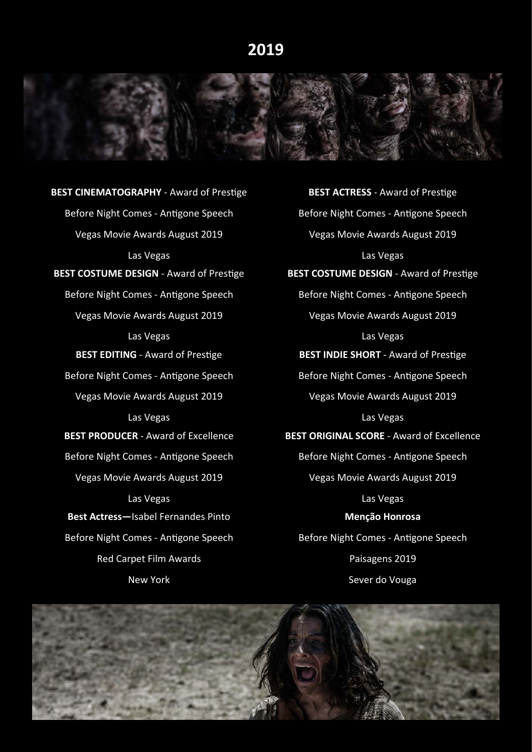# 2019

**BEST CINEMATOGRAPHY** - Award of Prestige

Before Night Comes - Antigone Speech

Vegas Movie Awards August 2019

Las Vegas

**BEST COSTUME DESIGN** - Award of Prestige

Before Night Comes - Antigone Speech

Vegas Movie Awards August 2019

Las Vegas

**BEST EDITING** - Award of Prestige

Before Night Comes - Antigone Speech

Vegas Movie Awards August 2019

Las Vegas

**BEST PRODUCER** - Award of Excellence

Before Night Comes - Antigone Speech

Vegas Movie Awards August 2019

Las Vegas

**Best Actress—**Isabel Fernandes Pinto

Before Night Comes - Antigone Speech

Red Carpet Film Awards

New York

**BEST ACTRESS** - Award of Prestige

Before Night Comes - Antigone Speech

Vegas Movie Awards August 2019

Las Vegas

**BEST COSTUME DESIGN** - Award of Prestige

Before Night Comes - Antigone Speech

Vegas Movie Awards August 2019

Las Vegas

**BEST INDIE SHORT** - Award of Prestige

Before Night Comes - Antigone Speech

Vegas Movie Awards August 2019

Las Vegas

**BEST ORIGINAL SCORE** - Award of Excellence

Before Night Comes - Antigone Speech

Vegas Movie Awards August 2019

Las Vegas

**Menção Honrosa**

Before Night Comes - Antigone Speech

Paisagens 2019

Sever do Vouga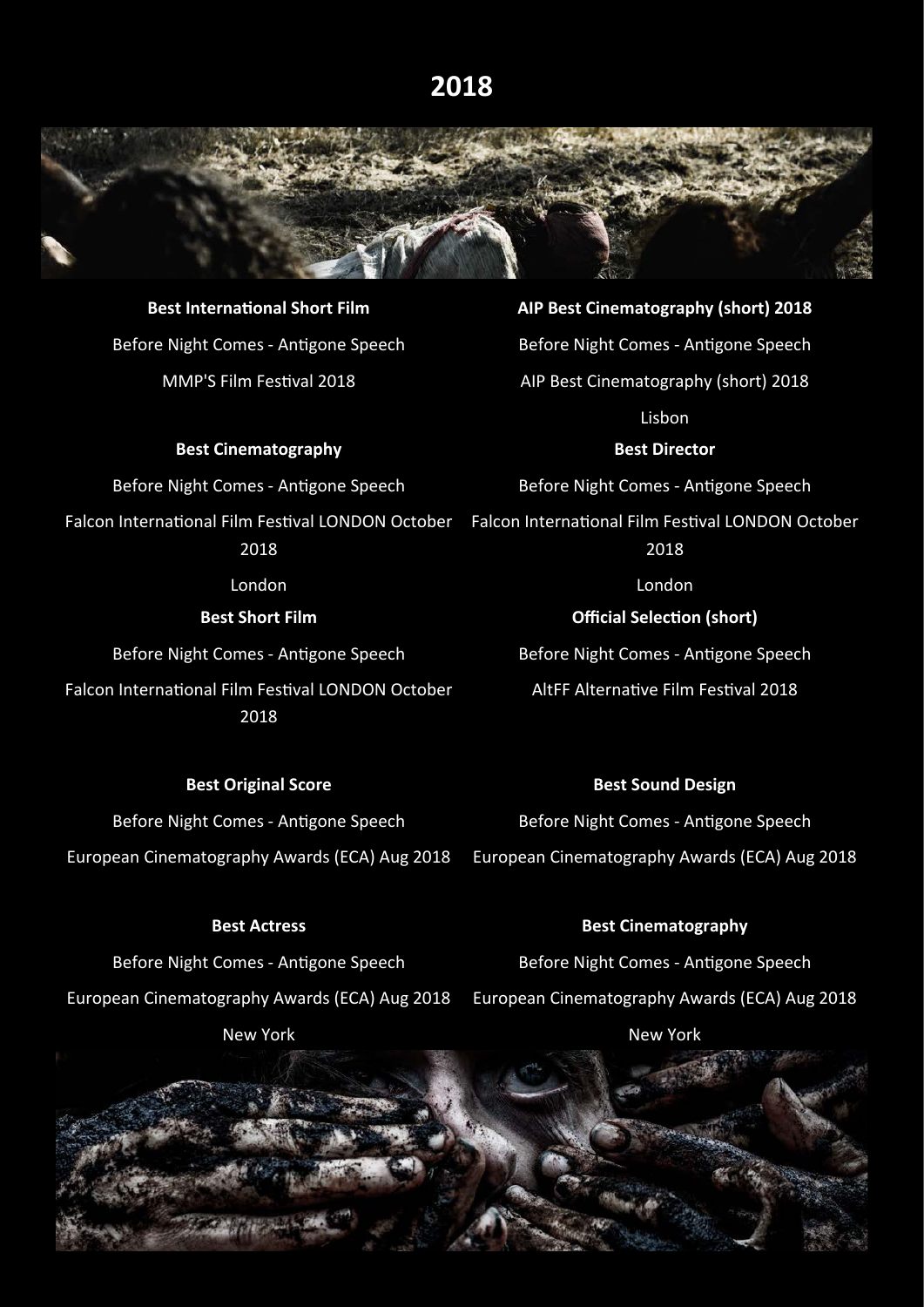# 2018

**Best International Short Film**

Before Night Comes - Antigone Speech

MMP'S Film Festival 2018

**AIP Best Cinematography (short) 2018**

Before Night Comes - Antigone Speech

AIP Best Cinematography (short) 2018

Lisbon

**Best Cinematography**

Before Night Comes - Antigone Speech

Falcon International Film Festival LONDON October 2018

London

**Best Director**

Before Night Comes - Antigone Speech

Falcon International Film Festival LONDON October 2018

London

**Best Short Film**

Before Night Comes - Antigone Speech

Falcon International Film Festival LONDON October 2018

**Official Selection (short)**

Before Night Comes - Antigone Speech

AltFF Alternative Film Festival 2018

**Best Original Score**

Before Night Comes - Antigone Speech

European Cinematography Awards (ECA) Aug 2018

**Best Sound Design**

Before Night Comes - Antigone Speech

European Cinematography Awards (ECA) Aug 2018

**Best Actress**

Before Night Comes - Antigone Speech

European Cinematography Awards (ECA) Aug 2018

New York

**Best Cinematography**

Before Night Comes - Antigone Speech

European Cinematography Awards (ECA) Aug 2018

New York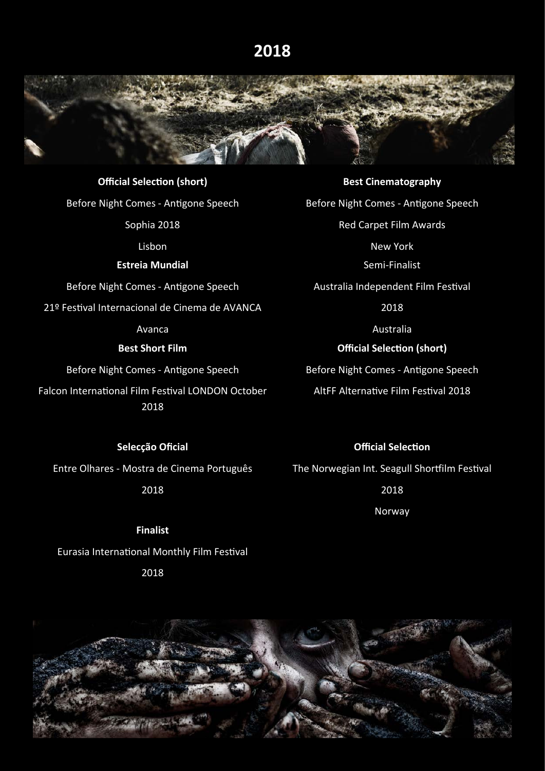# 2018

**Official Selection (short)**

Before Night Comes - Antigone Speech

Sophia 2018

Lisbon

**Estreia Mundial**

Before Night Comes - Antigone Speech

21º Festival Internacional de Cinema de AVANCA

Avanca

**Best Short Film**

Before Night Comes - Antigone Speech

Falcon International Film Festival LONDON October 2018

**Selecção Oficial**

Entre Olhares - Mostra de Cinema Português

2018

**Finalist**

Eurasia International Monthly Film Festival

2018

**Best Cinematography**

Before Night Comes - Antigone Speech

Red Carpet Film Awards

New York

Semi-Finalist

Australia Independent Film Festival

2018

Australia

**Official Selection (short)**

Before Night Comes - Antigone Speech

AltFF Alternative Film Festival 2018

**Official Selection**

The Norwegian Int. Seagull Shortfilm Festival

2018

Norway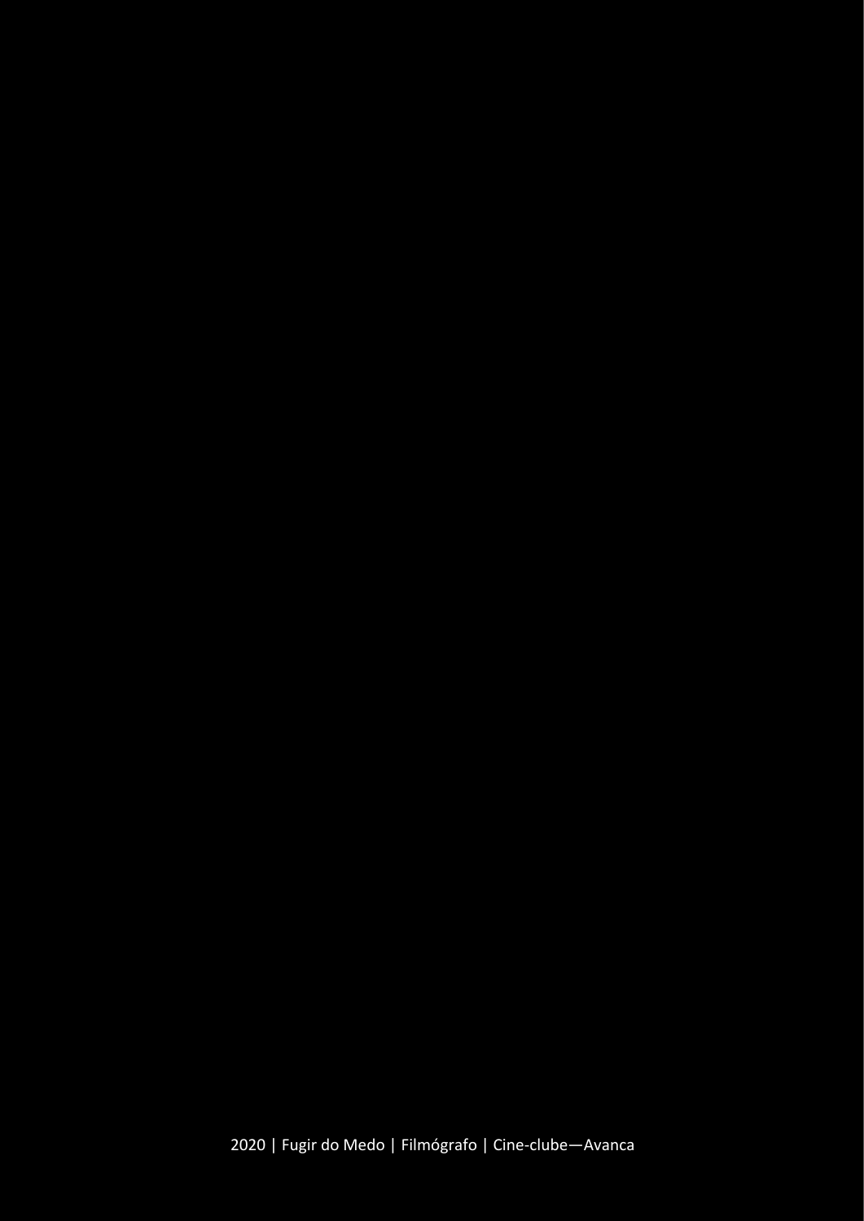2020 | Fugir do Medo | Filmógrafo | Cine-clube—Avanca